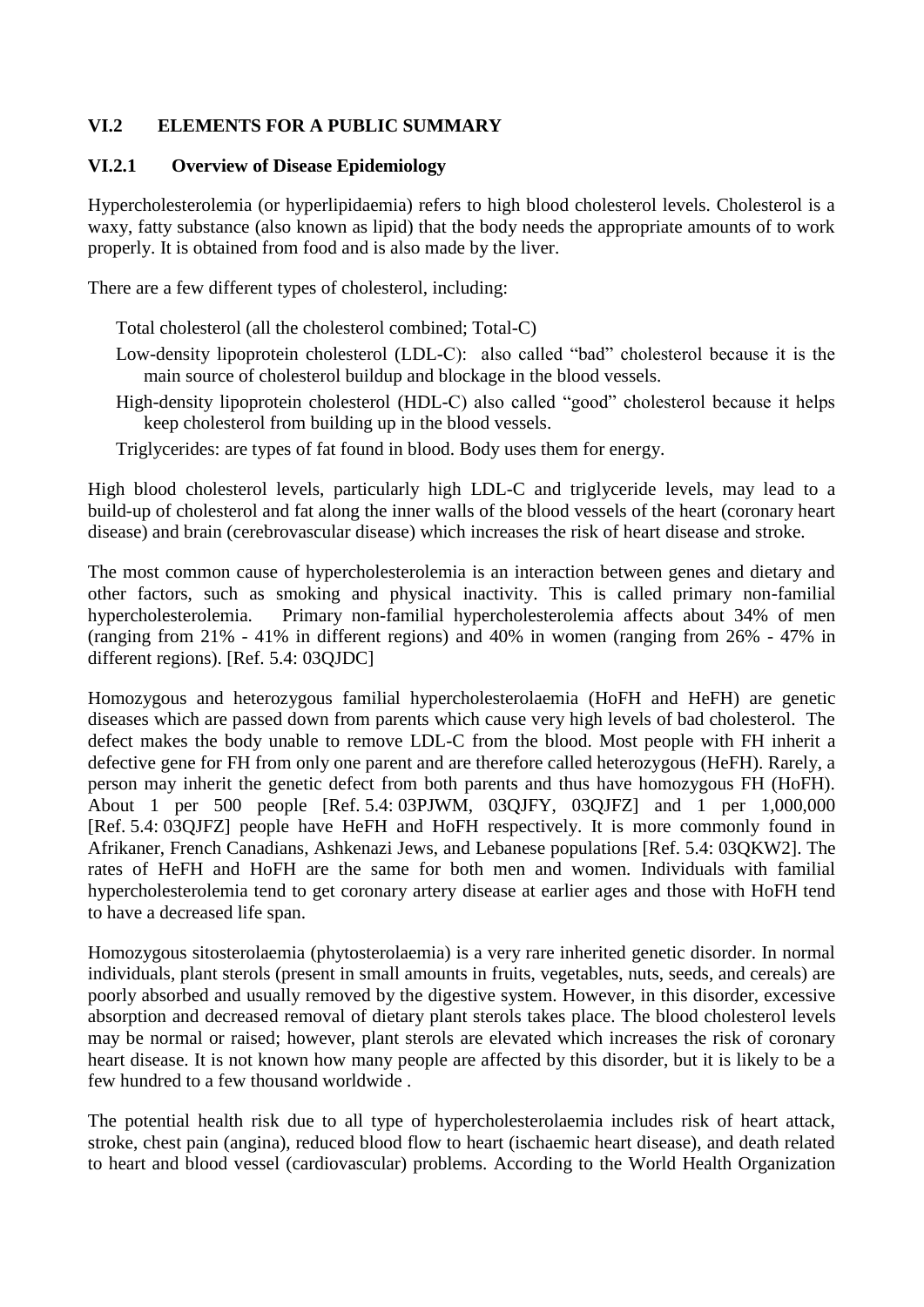# VI.2 ELEMENTS FOR A PUBLIC SUMMARY

## VI.2.1 Overview of Disease Epidemiology

Hypercholesterolemia (or hyperlipidaemia) refers to high blood cholesterol levels. Cholesterol is a waxy, fatty substance (also known as lipid) that the body needs the appropriate amounts of to work properly. It is obtained from food and is also made by the liver.

There are a few different types of cholesterol, including:

- Total cholesterol (all the cholesterol combined; Total-C)
- Low-density lipoprotein cholesterol (LDL-C): also called "bad" cholesterol because it is the main source of cholesterol buildup and blockage in the blood vessels.
- High-density lipoprotein cholesterol (HDL-C) also called "good" cholesterol because it helps keep cholesterol from building up in the blood vessels.
- Triglycerides: are types of fat found in blood. Body uses them for energy.

High blood cholesterol levels, particularly high LDL-C and triglyceride levels, may lead to a build-up of cholesterol and fat along the inner walls of the blood vessels of the heart (coronary heart disease) and brain (cerebrovascular disease) which increases the risk of heart disease and stroke.

The most common cause of hypercholesterolemia is an interaction between genes and dietary and other factors, such as smoking and physical inactivity. This is called primary non-familial hypercholesterolemia. Primary non-familial hypercholesterolemia affects about 34% of men (ranging from 21% - 41% in different regions) and 40% in women (ranging from 26% - 47% in different regions). [Ref. 5.4: 03QJDC]

Homozygous and heterozygous familial hypercholesterolaemia (HoFH and HeFH) are genetic diseases which are passed down from parents which cause very high levels of bad cholesterol. The defect makes the body unable to remove LDL-C from the blood. Most people with FH inherit a defective gene for FH from only one parent and are therefore called heterozygous (HeFH). Rarely, a person may inherit the genetic defect from both parents and thus have homozygous FH (HoFH). About 1 per 500 people [Ref. 5.4: 03PJWM, 03QJFY, 03QJFZ] and 1 per 1,000,000 [Ref. 5.4: 03QJFZ] people have HeFH and HoFH respectively. It is more commonly found in Afrikaner, French Canadians, Ashkenazi Jews, and Lebanese populations [Ref. 5.4: 03QKW2]. The rates of HeFH and HoFH are the same for both men and women. Individuals with familial hypercholesterolemia tend to get coronary artery disease at earlier ages and those with HoFH tend to have a decreased life span.

Homozygous sitosterolaemia (phytosterolaemia) is a very rare inherited genetic disorder. In normal individuals, plant sterols (present in small amounts in fruits, vegetables, nuts, seeds, and cereals) are poorly absorbed and usually removed by the digestive system. However, in this disorder, excessive absorption and decreased removal of dietary plant sterols takes place. The blood cholesterol levels may be normal or raised; however, plant sterols are elevated which increases the risk of coronary heart disease. It is not known how many people are affected by this disorder, but it is likely to be a few hundred to a few thousand worldwide .

The potential health risk due to all type of hypercholesterolaemia includes risk of heart attack, stroke, chest pain (angina), reduced blood flow to heart (ischaemic heart disease), and death related to heart and blood vessel (cardiovascular) problems. According to the World Health Organization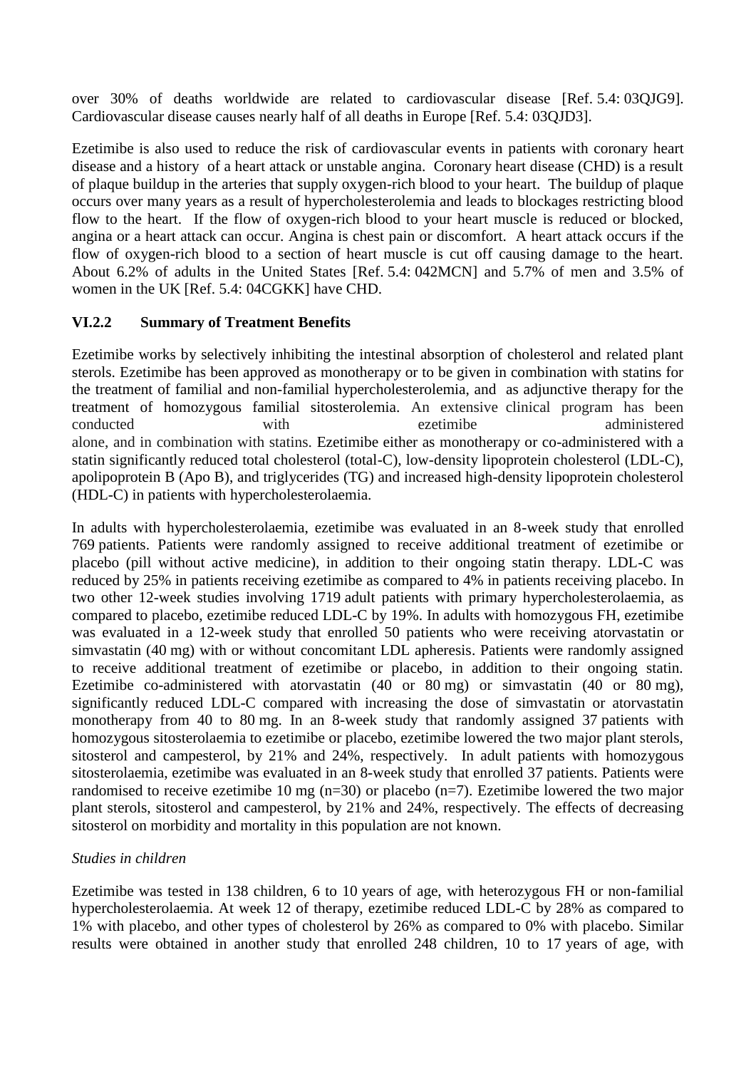over 30% of deaths worldwide are related to cardiovascular disease [Ref. 5.4: 03QJG9]. Cardiovascular disease causes nearly half of all deaths in Europe [Ref. 5.4: 03QJD3].

Ezetimibe is also used to reduce the risk of cardiovascular events in patients with coronary heart disease and a history of a heart attack or unstable angina. Coronary heart disease (CHD) is a result of plaque buildup in the arteries that supply oxygen-rich blood to your heart. The buildup of plaque occurs over many years as a result of hypercholesterolemia and leads to blockages restricting blood flow to the heart. If the flow of oxygen-rich blood to your heart muscle is reduced or blocked, angina or a heart attack can occur. Angina is chest pain or discomfort. A heart attack occurs if the flow of oxygen-rich blood to a section of heart muscle is cut off causing damage to the heart. About 6.2% of adults in the United States [Ref. 5.4: 042MCN] and 5.7% of men and 3.5% of women in the UK [Ref. 5.4: 04CGKK] have CHD.

### VI.2.2 Summary of Treatment Benefits

Ezetimibe works by selectively inhibiting the intestinal absorption of cholesterol and related plant sterols. Ezetimibe has been approved as monotherapy or to be given in combination with statins for the treatment of familial and non-familial hypercholesterolemia, and as adjunctive therapy for the treatment of homozygous familial sitosterolemia. An extensive clinical program has been conducted with ezetimibe administered alone, and in combination with statins. Ezetimibe either as monotherapy or co-administered with a statin significantly reduced total cholesterol (total-C), low-density lipoprotein cholesterol (LDL-C), apolipoprotein B (Apo B), and triglycerides (TG) and increased high-density lipoprotein cholesterol (HDL-C) in patients with hypercholesterolaemia.

In adults with hypercholesterolaemia, ezetimibe was evaluated in an 8-week study that enrolled 769 patients. Patients were randomly assigned to receive additional treatment of ezetimibe or placebo (pill without active medicine), in addition to their ongoing statin therapy. LDL-C was reduced by 25% in patients receiving ezetimibe as compared to 4% in patients receiving placebo. In two other 12-week studies involving 1719 adult patients with primary hypercholesterolaemia, as compared to placebo, ezetimibe reduced LDL-C by 19%. In adults with homozygous FH, ezetimibe was evaluated in a 12-week study that enrolled 50 patients who were receiving atorvastatin or simvastatin (40 mg) with or without concomitant LDL apheresis. Patients were randomly assigned to receive additional treatment of ezetimibe or placebo, in addition to their ongoing statin. Ezetimibe co-administered with atorvastatin (40 or 80 mg) or simvastatin (40 or 80 mg), significantly reduced LDL-C compared with increasing the dose of simvastatin or atorvastatin monotherapy from 40 to 80 mg. In an 8-week study that randomly assigned 37 patients with homozygous sitosterolaemia to ezetimibe or placebo, ezetimibe lowered the two major plant sterols, sitosterol and campesterol, by 21% and 24%, respectively. In adult patients with homozygous sitosterolaemia, ezetimibe was evaluated in an 8-week study that enrolled 37 patients. Patients were randomised to receive ezetimibe 10 mg (n=30) or placebo (n=7). Ezetimibe lowered the two major plant sterols, sitosterol and campesterol, by 21% and 24%, respectively. The effects of decreasing sitosterol on morbidity and mortality in this population are not known.

*Studies in children*

Ezetimibe was tested in 138 children, 6 to 10 years of age, with heterozygous FH or non-familial hypercholesterolaemia. At week 12 of therapy, ezetimibe reduced LDL-C by 28% as compared to 1% with placebo, and other types of cholesterol by 26% as compared to 0% with placebo. Similar results were obtained in another study that enrolled 248 children, 10 to 17 years of age, with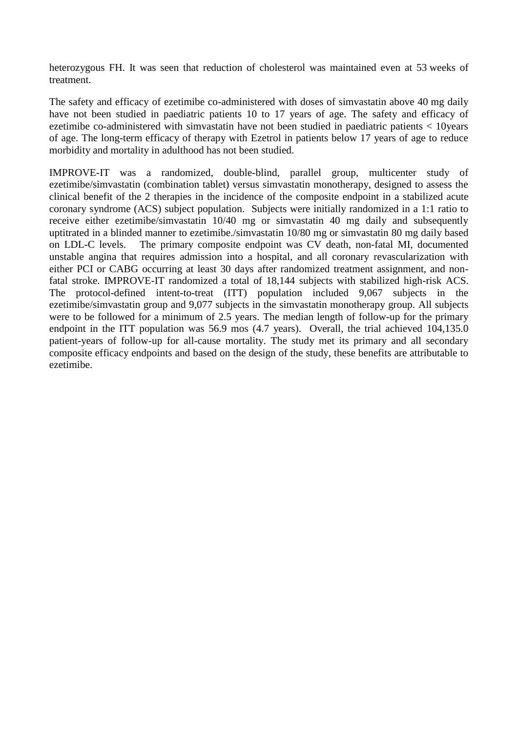heterozygous FH. It was seen that reduction of cholesterol was maintained even at 53 weeks of treatment.

The safety and efficacy of ezetimibe co-administered with doses of simvastatin above 40 mg daily have not been studied in paediatric patients 10 to 17 years of age. The safety and efficacy of ezetimibe co-administered with simvastatin have not been studied in paediatric patients < 10years of age. The long-term efficacy of therapy with Ezetrol in patients below 17 years of age to reduce morbidity and mortality in adulthood has not been studied.

IMPROVE-IT was a randomized, double-blind, parallel group, multicenter study of ezetimibe/simvastatin (combination tablet) versus simvastatin monotherapy, designed to assess the clinical benefit of the 2 therapies in the incidence of the composite endpoint in a stabilized acute coronary syndrome (ACS) subject population. Subjects were initially randomized in a 1:1 ratio to receive either ezetimibe/simvastatin 10/40 mg or simvastatin 40 mg daily and subsequently uptitrated in a blinded manner to ezetimibe./simvastatin 10/80 mg or simvastatin 80 mg daily based on LDL-C levels. The primary composite endpoint was CV death, non-fatal MI, documented unstable angina that requires admission into a hospital, and all coronary revascularization with either PCI or CABG occurring at least 30 days after randomized treatment assignment, and non-fatal stroke. IMPROVE-IT randomized a total of 18,144 subjects with stabilized high-risk ACS. The protocol-defined intent-to-treat (ITT) population included 9,067 subjects in the ezetimibe/simvastatin group and 9,077 subjects in the simvastatin monotherapy group. All subjects were to be followed for a minimum of 2.5 years. The median length of follow-up for the primary endpoint in the ITT population was 56.9 mos (4.7 years). Overall, the trial achieved 104,135.0 patient-years of follow-up for all-cause mortality. The study met its primary and all secondary composite efficacy endpoints and based on the design of the study, these benefits are attributable to ezetimibe.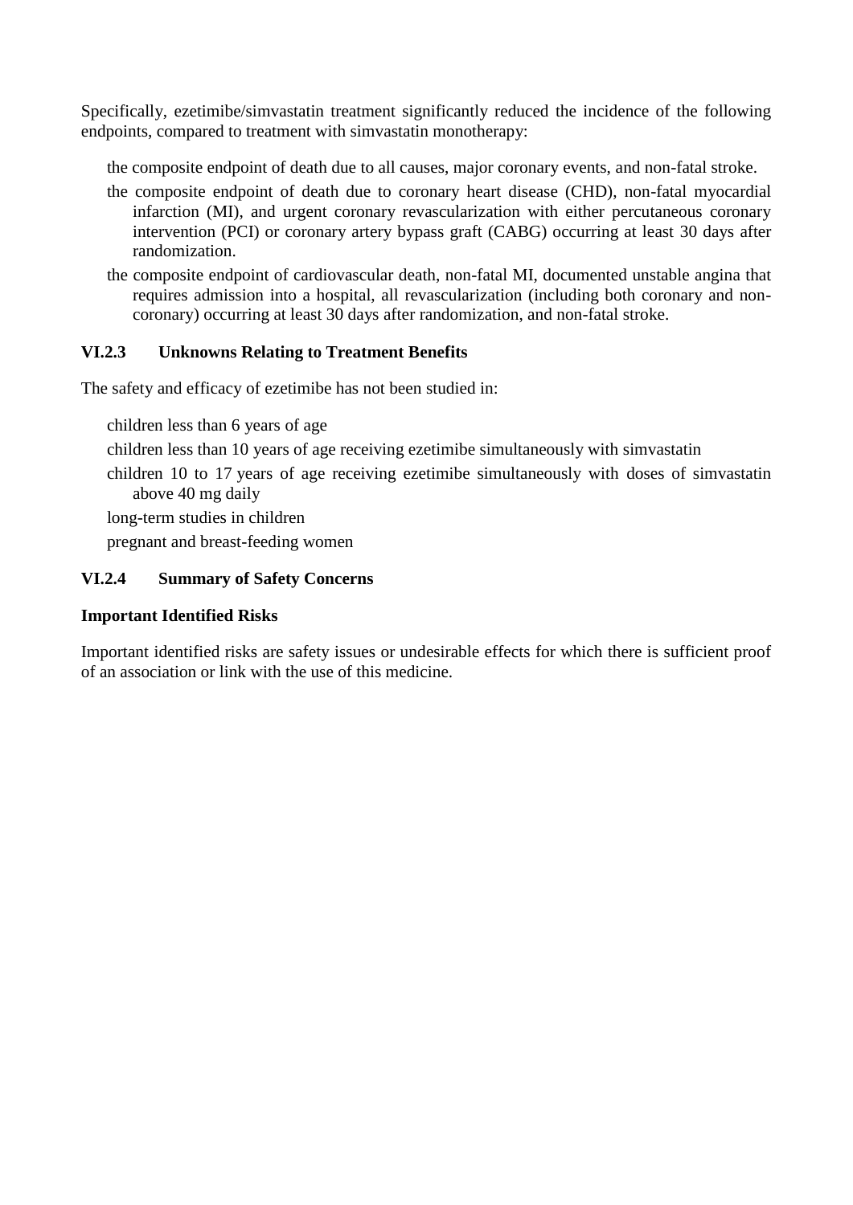Specifically, ezetimibe/simvastatin treatment significantly reduced the incidence of the following endpoints, compared to treatment with simvastatin monotherapy:

- the composite endpoint of death due to all causes, major coronary events, and non-fatal stroke.
- the composite endpoint of death due to coronary heart disease (CHD), non-fatal myocardial infarction (MI), and urgent coronary revascularization with either percutaneous coronary intervention (PCI) or coronary artery bypass graft (CABG) occurring at least 30 days after randomization.
- the composite endpoint of cardiovascular death, non-fatal MI, documented unstable angina that requires admission into a hospital, all revascularization (including both coronary and non-coronary) occurring at least 30 days after randomization, and non-fatal stroke.

### VI.2.3 Unknowns Relating to Treatment Benefits

The safety and efficacy of ezetimibe has not been studied in:

- children less than 6 years of age
- children less than 10 years of age receiving ezetimibe simultaneously with simvastatin
- children 10 to 17 years of age receiving ezetimibe simultaneously with doses of simvastatin above 40 mg daily
- long-term studies in children
- pregnant and breast-feeding women

### VI.2.4 Summary of Safety Concerns

**Important Identified Risks**

Important identified risks are safety issues or undesirable effects for which there is sufficient proof of an association or link with the use of this medicine.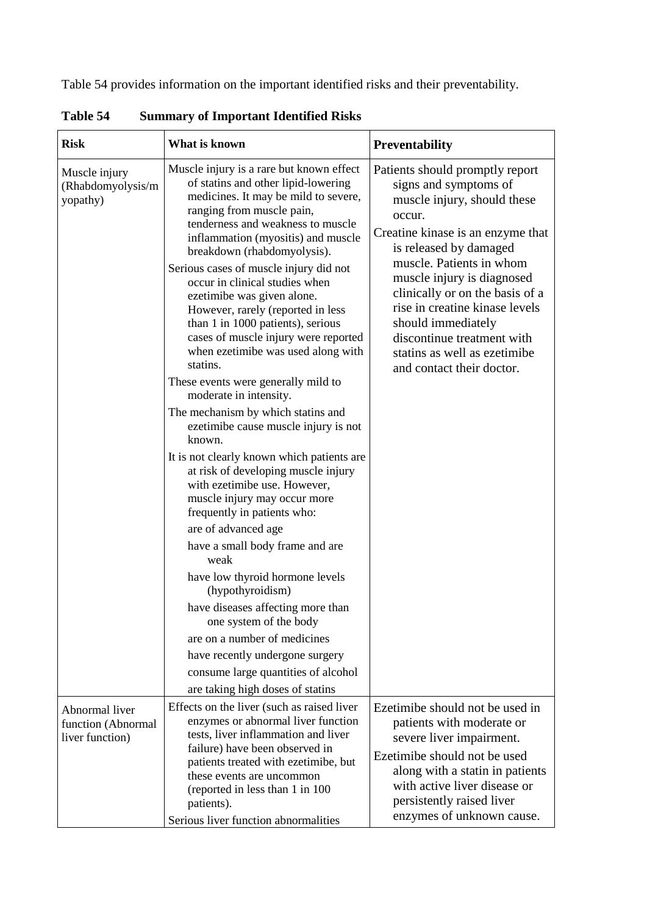Table 54 provides information on the important identified risks and their preventability.

**Table 54 Summary of Important Identified Risks**

| Risk | What is known | Preventability |
|---|---|---|
| Muscle injury (Rhabdomyolysis/myopathy) | Muscle injury is a rare but known effect of statins and other lipid-lowering medicines. It may be mild to severe, ranging from muscle pain, tenderness and weakness to muscle inflammation (myositis) and muscle breakdown (rhabdomyolysis).<br>Serious cases of muscle injury did not occur in clinical studies when ezetimibe was given alone. However, rarely (reported in less than 1 in 1000 patients), serious cases of muscle injury were reported when ezetimibe was used along with statins.<br>These events were generally mild to moderate in intensity.<br>The mechanism by which statins and ezetimibe cause muscle injury is not known.<br>It is not clearly known which patients are at risk of developing muscle injury with ezetimibe use. However, muscle injury may occur more frequently in patients who:<br>are of advanced age<br>have a small body frame and are weak<br>have low thyroid hormone levels (hypothyroidism)<br>have diseases affecting more than one system of the body<br>are on a number of medicines<br>have recently undergone surgery<br>consume large quantities of alcohol<br>are taking high doses of statins | Patients should promptly report signs and symptoms of muscle injury, should these occur.<br>Creatine kinase is an enzyme that is released by damaged muscle. Patients in whom muscle injury is diagnosed clinically or on the basis of a rise in creatine kinase levels should immediately discontinue treatment with statins as well as ezetimibe and contact their doctor. |
| Abnormal liver function (Abnormal liver function) | Effects on the liver (such as raised liver enzymes or abnormal liver function tests, liver inflammation and liver failure) have been observed in patients treated with ezetimibe, but these events are uncommon (reported in less than 1 in 100 patients).<br>Serious liver function abnormalities | Ezetimibe should not be used in patients with moderate or severe liver impairment.<br>Ezetimibe should not be used along with a statin in patients with active liver disease or persistently raised liver enzymes of unknown cause. |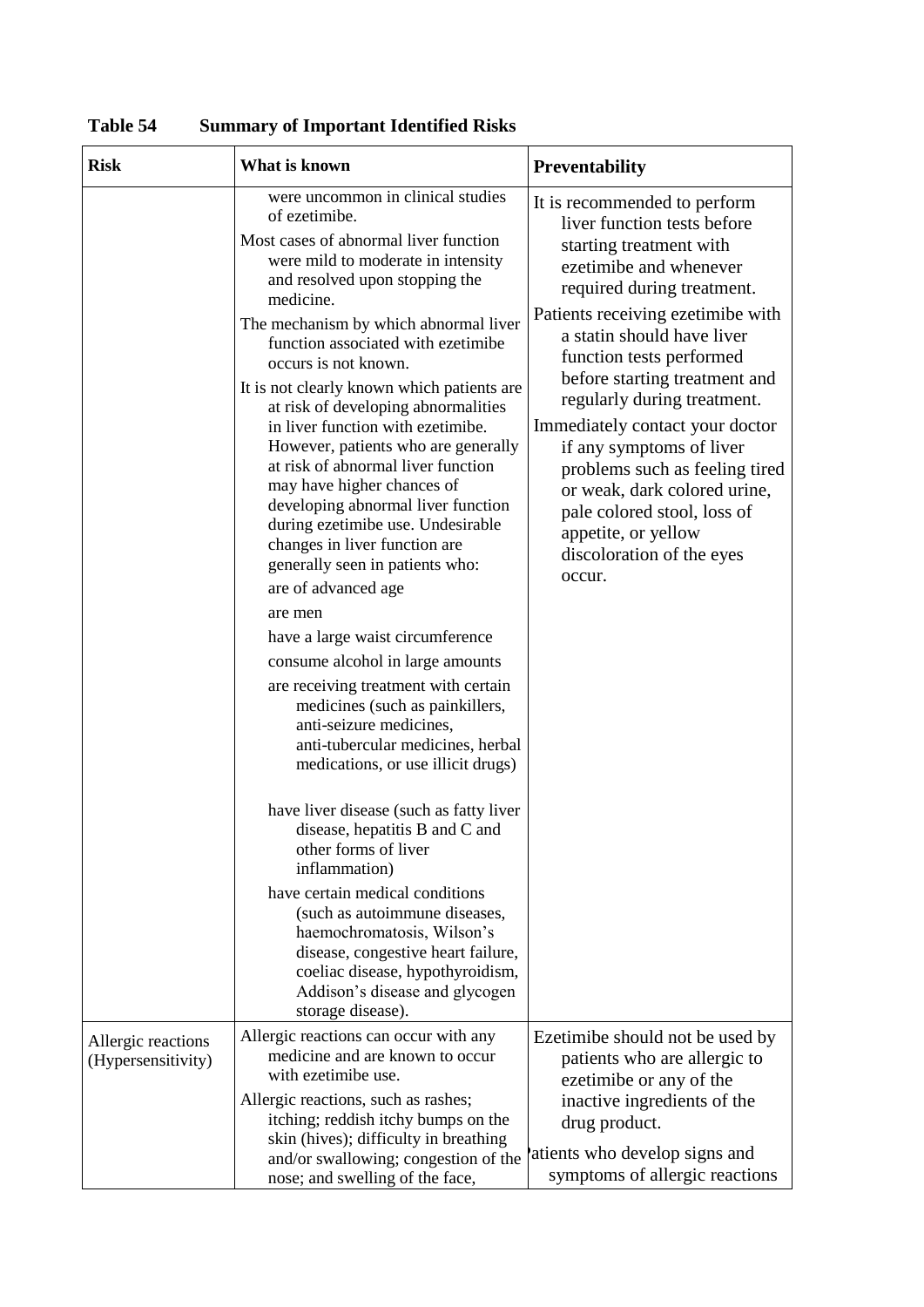**Table 54 Summary of Important Identified Risks**

| Risk | What is known | Preventability |
|---|---|---|
| | were uncommon in clinical studies of ezetimibe.<br>Most cases of abnormal liver function were mild to moderate in intensity and resolved upon stopping the medicine.<br>The mechanism by which abnormal liver function associated with ezetimibe occurs is not known.<br>It is not clearly known which patients are at risk of developing abnormalities in liver function with ezetimibe. However, patients who are generally at risk of abnormal liver function may have higher chances of developing abnormal liver function during ezetimibe use. Undesirable changes in liver function are generally seen in patients who:<br>are of advanced age<br>are men<br>have a large waist circumference<br>consume alcohol in large amounts<br>are receiving treatment with certain medicines (such as painkillers, anti-seizure medicines, anti-tubercular medicines, herbal medications, or use illicit drugs)<br>have liver disease (such as fatty liver disease, hepatitis B and C and other forms of liver inflammation)<br>have certain medical conditions (such as autoimmune diseases, haemochromatosis, Wilson's disease, congestive heart failure, coeliac disease, hypothyroidism, Addison's disease and glycogen storage disease). | It is recommended to perform liver function tests before starting treatment with ezetimibe and whenever required during treatment.<br>Patients receiving ezetimibe with a statin should have liver function tests performed before starting treatment and regularly during treatment.<br>Immediately contact your doctor if any symptoms of liver problems such as feeling tired or weak, dark colored urine, pale colored stool, loss of appetite, or yellow discoloration of the eyes occur. |
| Allergic reactions (Hypersensitivity) | Allergic reactions can occur with any medicine and are known to occur with ezetimibe use.<br>Allergic reactions, such as rashes; itching; reddish itchy bumps on the skin (hives); difficulty in breathing and/or swallowing; congestion of the nose; and swelling of the face, | Ezetimibe should not be used by patients who are allergic to ezetimibe or any of the inactive ingredients of the drug product.<br>Patients who develop signs and symptoms of allergic reactions |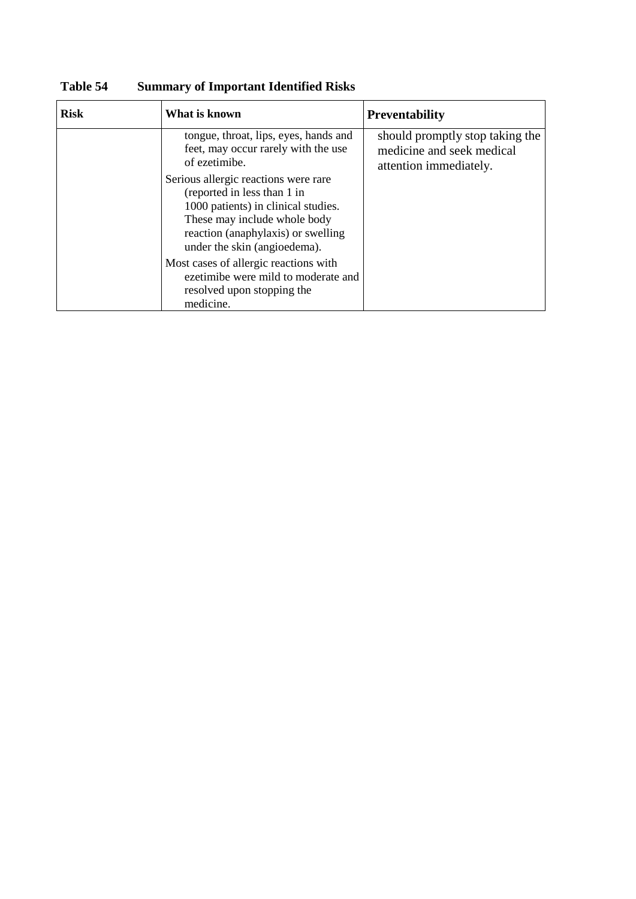**Table 54 Summary of Important Identified Risks**

| Risk | What is known | Preventability |
|---|---|---|
| | tongue, throat, lips, eyes, hands and feet, may occur rarely with the use of ezetimibe.<br><br>Serious allergic reactions were rare (reported in less than 1 in 1000 patients) in clinical studies. These may include whole body reaction (anaphylaxis) or swelling under the skin (angioedema).<br><br>Most cases of allergic reactions with ezetimibe were mild to moderate and resolved upon stopping the medicine. | should promptly stop taking the medicine and seek medical attention immediately. |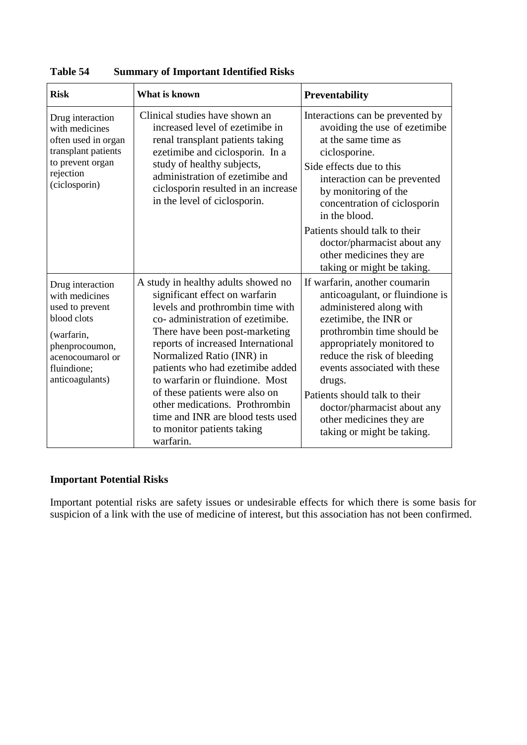**Table 54 Summary of Important Identified Risks**

| Risk | What is known | Preventability |
|---|---|---|
| Drug interaction with medicines often used in organ transplant patients to prevent organ rejection (ciclosporin) | Clinical studies have shown an increased level of ezetimibe in renal transplant patients taking ezetimibe and ciclosporin. In a study of healthy subjects, administration of ezetimibe and ciclosporin resulted in an increase in the level of ciclosporin. | Interactions can be prevented by avoiding the use of ezetimibe at the same time as ciclosporine.<br>Side effects due to this interaction can be prevented by monitoring of the concentration of ciclosporin in the blood.<br>Patients should talk to their doctor/pharmacist about any other medicines they are taking or might be taking. |
| Drug interaction with medicines used to prevent blood clots<br>(warfarin, phenprocoumon, acenocoumarol or fluindione; anticoagulants) | A study in healthy adults showed no significant effect on warfarin levels and prothrombin time with co- administration of ezetimibe. There have been post-marketing reports of increased International Normalized Ratio (INR) in patients who had ezetimibe added to warfarin or fluindione. Most of these patients were also on other medications. Prothrombin time and INR are blood tests used to monitor patients taking warfarin. | If warfarin, another coumarin anticoagulant, or fluindione is administered along with ezetimibe, the INR or prothrombin time should be appropriately monitored to reduce the risk of bleeding events associated with these drugs.<br>Patients should talk to their doctor/pharmacist about any other medicines they are taking or might be taking. |

**Important Potential Risks**

Important potential risks are safety issues or undesirable effects for which there is some basis for suspicion of a link with the use of medicine of interest, but this association has not been confirmed.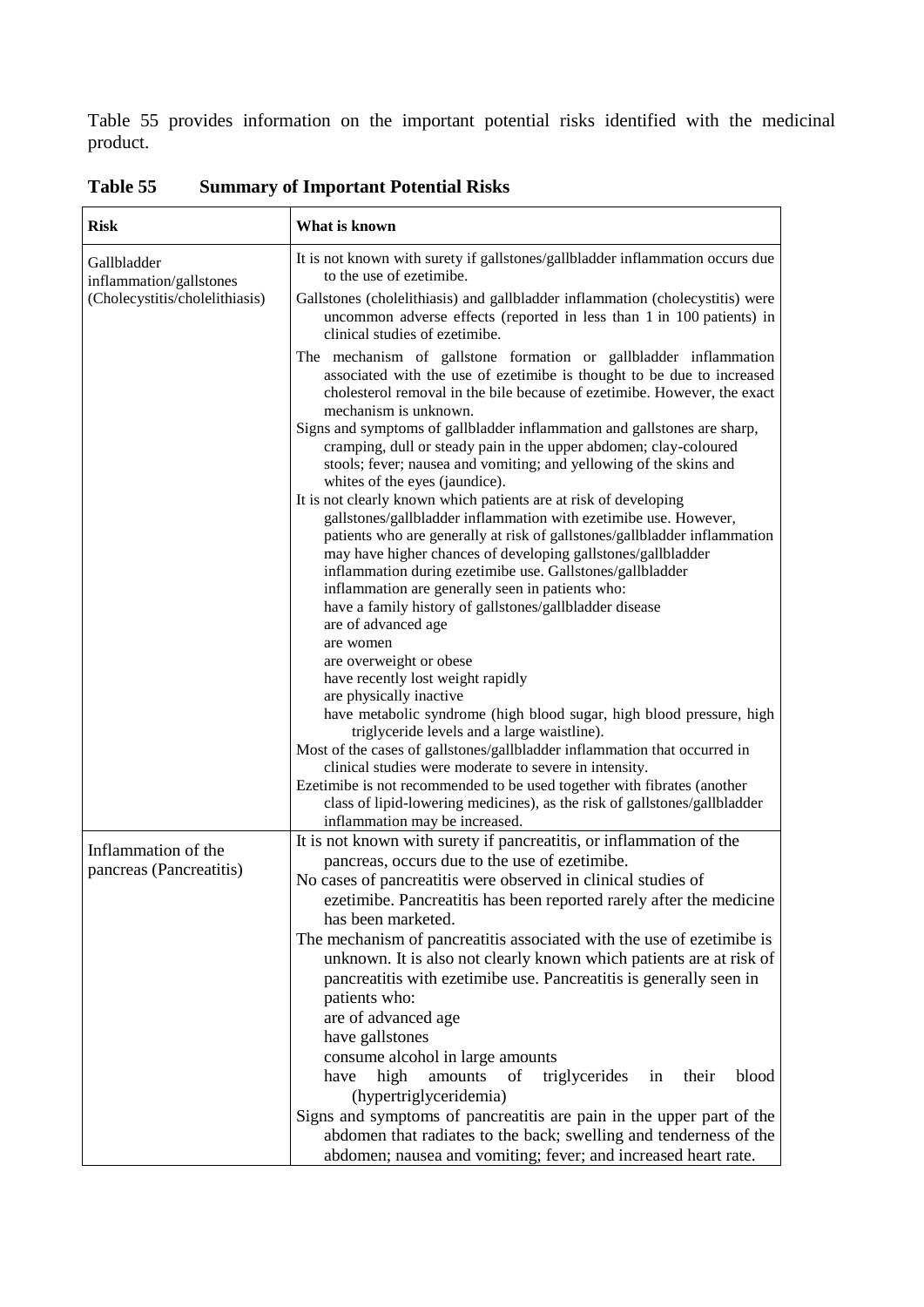Table 55 provides information on the important potential risks identified with the medicinal product.

**Table 55 Summary of Important Potential Risks**

| Risk | What is known |
|---|---|
| Gallbladder inflammation/gallstones (Cholecystitis/cholelithiasis) | It is not known with surety if gallstones/gallbladder inflammation occurs due to the use of ezetimibe.<br>Gallstones (cholelithiasis) and gallbladder inflammation (cholecystitis) were uncommon adverse effects (reported in less than 1 in 100 patients) in clinical studies of ezetimibe.<br>The mechanism of gallstone formation or gallbladder inflammation associated with the use of ezetimibe is thought to be due to increased cholesterol removal in the bile because of ezetimibe. However, the exact mechanism is unknown.<br>Signs and symptoms of gallbladder inflammation and gallstones are sharp, cramping, dull or steady pain in the upper abdomen; clay-coloured stools; fever; nausea and vomiting; and yellowing of the skins and whites of the eyes (jaundice).<br>It is not clearly known which patients are at risk of developing gallstones/gallbladder inflammation with ezetimibe use. However, patients who are generally at risk of gallstones/gallbladder inflammation may have higher chances of developing gallstones/gallbladder inflammation during ezetimibe use. Gallstones/gallbladder inflammation are generally seen in patients who:<br>have a family history of gallstones/gallbladder disease<br>are of advanced age<br>are women<br>are overweight or obese<br>have recently lost weight rapidly<br>are physically inactive<br>have metabolic syndrome (high blood sugar, high blood pressure, high triglyceride levels and a large waistline).<br>Most of the cases of gallstones/gallbladder inflammation that occurred in clinical studies were moderate to severe in intensity.<br>Ezetimibe is not recommended to be used together with fibrates (another class of lipid-lowering medicines), as the risk of gallstones/gallbladder inflammation may be increased. |
| Inflammation of the pancreas (Pancreatitis) | It is not known with surety if pancreatitis, or inflammation of the pancreas, occurs due to the use of ezetimibe.<br>No cases of pancreatitis were observed in clinical studies of ezetimibe. Pancreatitis has been reported rarely after the medicine has been marketed.<br>The mechanism of pancreatitis associated with the use of ezetimibe is unknown. It is also not clearly known which patients are at risk of pancreatitis with ezetimibe use. Pancreatitis is generally seen in patients who:<br>are of advanced age<br>have gallstones<br>consume alcohol in large amounts<br>have high amounts of triglycerides in their blood (hypertriglyceridemia)<br>Signs and symptoms of pancreatitis are pain in the upper part of the abdomen that radiates to the back; swelling and tenderness of the abdomen; nausea and vomiting; fever; and increased heart rate. |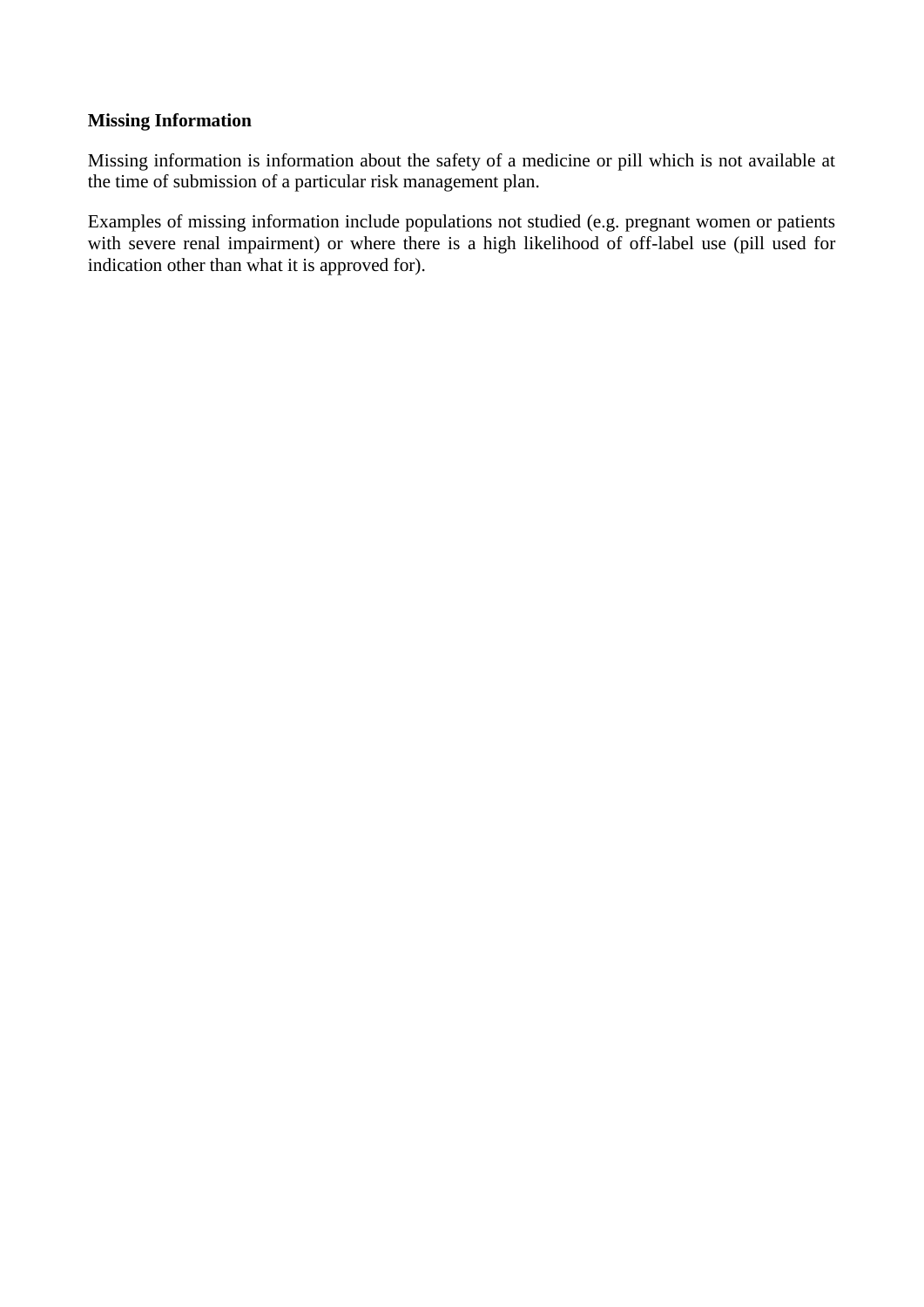**Missing Information**

Missing information is information about the safety of a medicine or pill which is not available at the time of submission of a particular risk management plan.

Examples of missing information include populations not studied (e.g. pregnant women or patients with severe renal impairment) or where there is a high likelihood of off-label use (pill used for indication other than what it is approved for).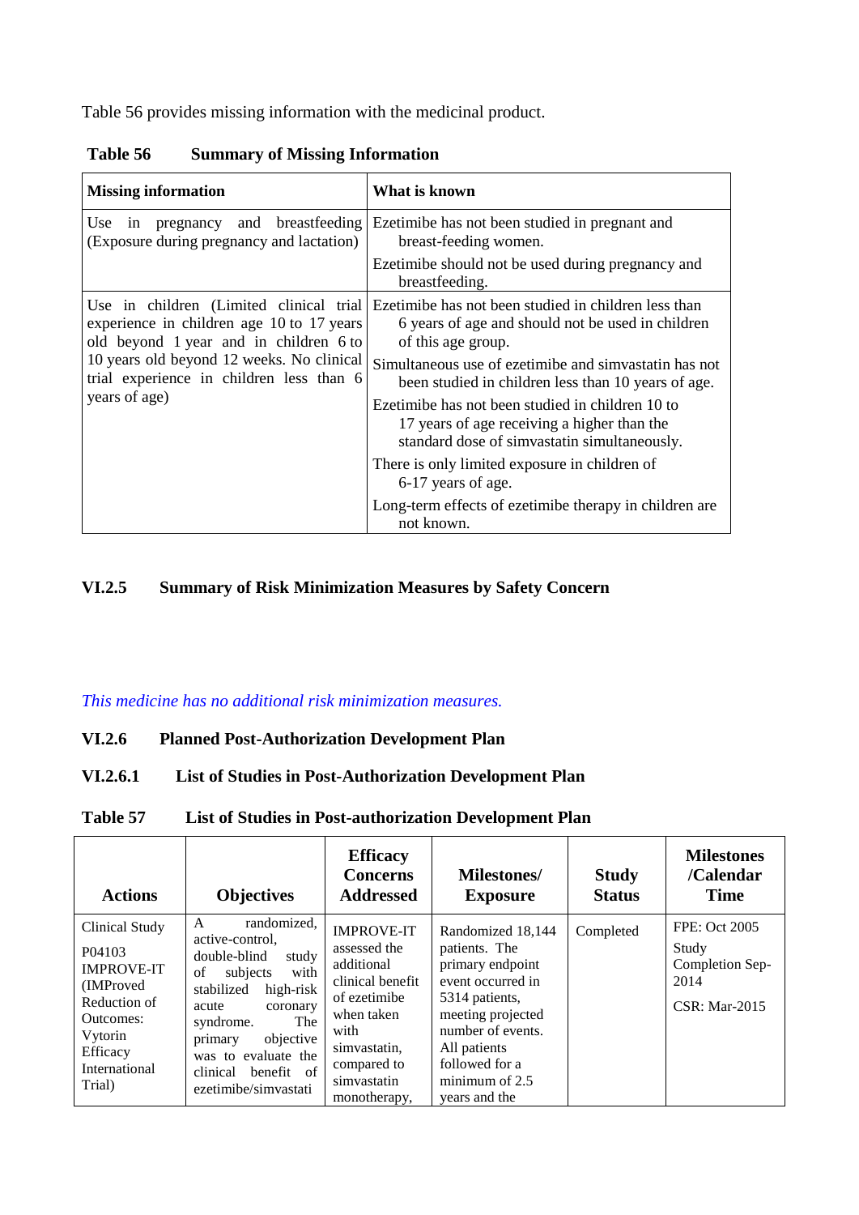Table 56 provides missing information with the medicinal product.

**Table 56 Summary of Missing Information**

| **Missing information** | **What is known** |
|---|---|
| Use in pregnancy and breastfeeding (Exposure during pregnancy and lactation) | Ezetimibe has not been studied in pregnant and breast-feeding women.<br><br>Ezetimibe should not be used during pregnancy and breastfeeding. |
| Use in children (Limited clinical trial experience in children age 10 to 17 years old beyond 1 year and in children 6 to 10 years old beyond 12 weeks. No clinical trial experience in children less than 6 years of age) | Ezetimibe has not been studied in children less than 6 years of age and should not be used in children of this age group.<br><br>Simultaneous use of ezetimibe and simvastatin has not been studied in children less than 10 years of age.<br><br>Ezetimibe has not been studied in children 10 to 17 years of age receiving a higher than the standard dose of simvastatin simultaneously.<br><br>There is only limited exposure in children of 6-17 years of age.<br><br>Long-term effects of ezetimibe therapy in children are not known. |

## VI.2.5 Summary of Risk Minimization Measures by Safety Concern

*This medicine has no additional risk minimization measures.*

## VI.2.6 Planned Post-Authorization Development Plan

### VI.2.6.1 List of Studies in Post-Authorization Development Plan

**Table 57 List of Studies in Post-authorization Development Plan**

| **Actions** | **Objectives** | **Efficacy Concerns Addressed** | **Milestones/ Exposure** | **Study Status** | **Milestones /Calendar Time** |
|---|---|---|---|---|---|
| Clinical Study P04103 IMPROVE-IT (IMProved Reduction of Outcomes: Vytorin Efficacy International Trial) | A randomized, active-control, double-blind study of subjects with stabilized high-risk acute coronary syndrome. The primary objective was to evaluate the clinical benefit of ezetimibe/simvastati | IMPROVE-IT assessed the additional clinical benefit of ezetimibe when taken with simvastatin, compared to simvastatin monotherapy, | Randomized 18,144 patients. The primary endpoint event occurred in 5314 patients, meeting projected number of events. All patients followed for a minimum of 2.5 years and the | Completed | FPE: Oct 2005<br><br>Study Completion Sep-2014<br><br>CSR: Mar-2015 |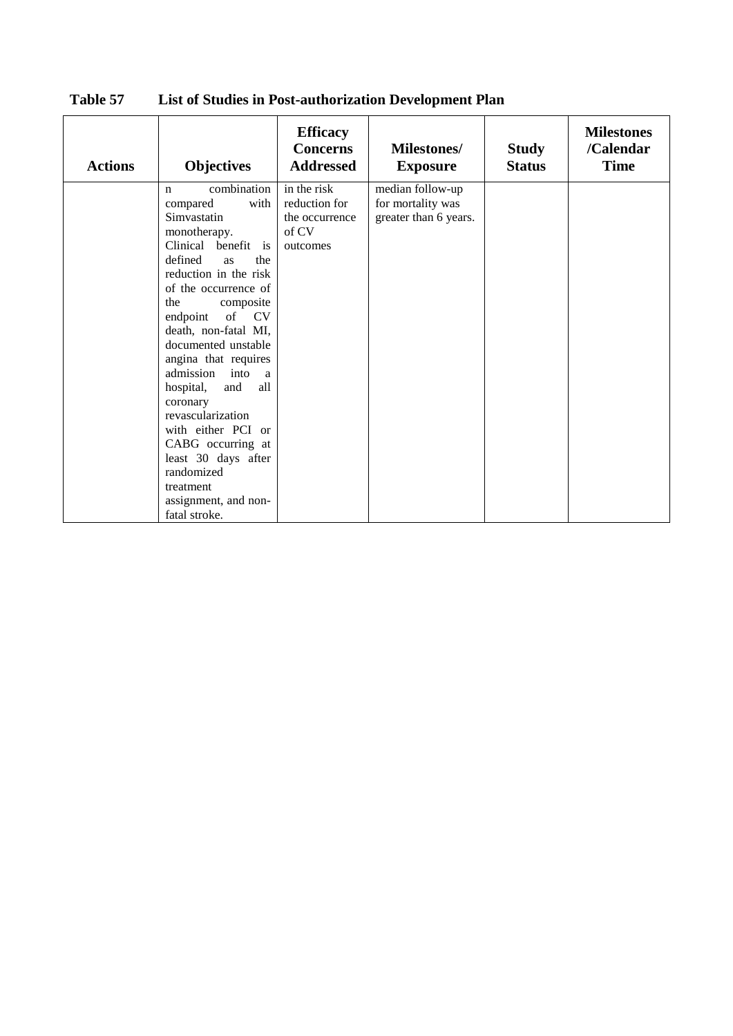**Table 57 List of Studies in Post-authorization Development Plan**

| Actions | Objectives | Efficacy Concerns Addressed | Milestones/ Exposure | Study Status | Milestones /Calendar Time |
|---|---|---|---|---|---|
| | n combination compared with Simvastatin monotherapy. Clinical benefit is defined as the reduction in the risk of the occurrence of the composite endpoint of CV death, non-fatal MI, documented unstable angina that requires admission into a hospital, and all coronary revascularization with either PCI or CABG occurring at least 30 days after randomized treatment assignment, and non-fatal stroke. | in the risk reduction for the occurrence of CV outcomes | median follow-up for mortality was greater than 6 years. | | |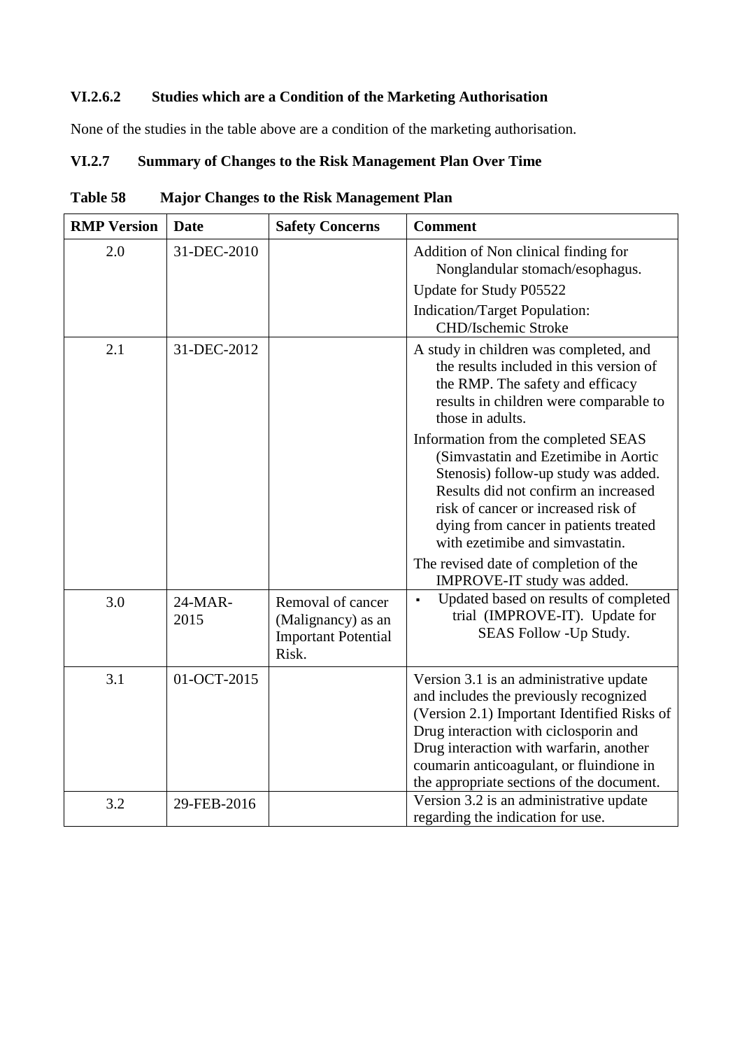### VI.2.6.2 Studies which are a Condition of the Marketing Authorisation

None of the studies in the table above are a condition of the marketing authorisation.

### VI.2.7 Summary of Changes to the Risk Management Plan Over Time

**Table 58 Major Changes to the Risk Management Plan**

| RMP Version | Date | Safety Concerns | Comment |
|---|---|---|---|
| 2.0 | 31-DEC-2010 | | Addition of Non clinical finding for Nonglandular stomach/esophagus.<br>Update for Study P05522<br>Indication/Target Population: CHD/Ischemic Stroke |
| 2.1 | 31-DEC-2012 | | A study in children was completed, and the results included in this version of the RMP. The safety and efficacy results in children were comparable to those in adults.<br>Information from the completed SEAS (Simvastatin and Ezetimibe in Aortic Stenosis) follow-up study was added. Results did not confirm an increased risk of cancer or increased risk of dying from cancer in patients treated with ezetimibe and simvastatin.<br>The revised date of completion of the IMPROVE-IT study was added. |
| 3.0 | 24-MAR-2015 | Removal of cancer (Malignancy) as an Important Potential Risk. | ▪ Updated based on results of completed trial (IMPROVE-IT). Update for SEAS Follow -Up Study. |
| 3.1 | 01-OCT-2015 | | Version 3.1 is an administrative update and includes the previously recognized (Version 2.1) Important Identified Risks of Drug interaction with ciclosporin and Drug interaction with warfarin, another coumarin anticoagulant, or fluindione in the appropriate sections of the document. |
| 3.2 | 29-FEB-2016 | | Version 3.2 is an administrative update regarding the indication for use. |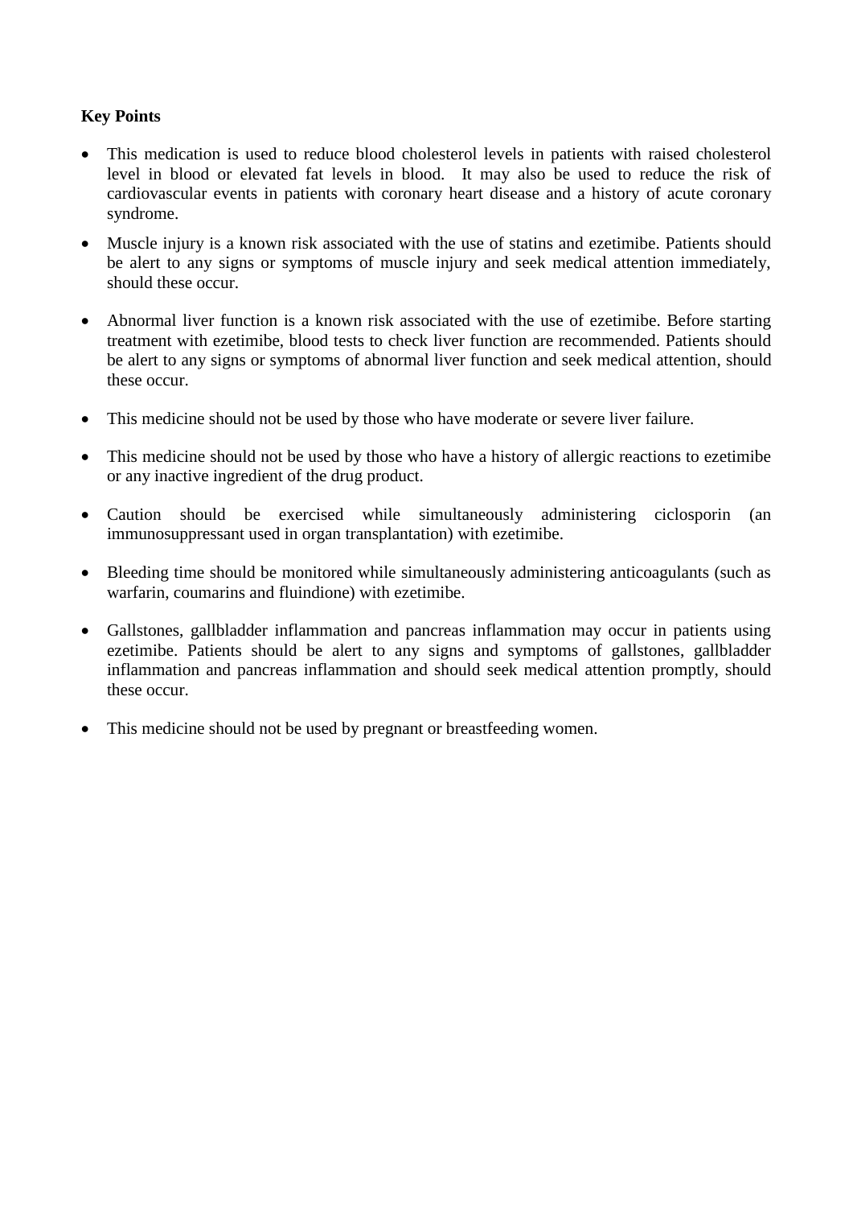**Key Points**

- This medication is used to reduce blood cholesterol levels in patients with raised cholesterol level in blood or elevated fat levels in blood. It may also be used to reduce the risk of cardiovascular events in patients with coronary heart disease and a history of acute coronary syndrome.
- Muscle injury is a known risk associated with the use of statins and ezetimibe. Patients should be alert to any signs or symptoms of muscle injury and seek medical attention immediately, should these occur.
- Abnormal liver function is a known risk associated with the use of ezetimibe. Before starting treatment with ezetimibe, blood tests to check liver function are recommended. Patients should be alert to any signs or symptoms of abnormal liver function and seek medical attention, should these occur.
- This medicine should not be used by those who have moderate or severe liver failure.
- This medicine should not be used by those who have a history of allergic reactions to ezetimibe or any inactive ingredient of the drug product.
- Caution should be exercised while simultaneously administering ciclosporin (an immunosuppressant used in organ transplantation) with ezetimibe.
- Bleeding time should be monitored while simultaneously administering anticoagulants (such as warfarin, coumarins and fluindione) with ezetimibe.
- Gallstones, gallbladder inflammation and pancreas inflammation may occur in patients using ezetimibe. Patients should be alert to any signs and symptoms of gallstones, gallbladder inflammation and pancreas inflammation and should seek medical attention promptly, should these occur.
- This medicine should not be used by pregnant or breastfeeding women.